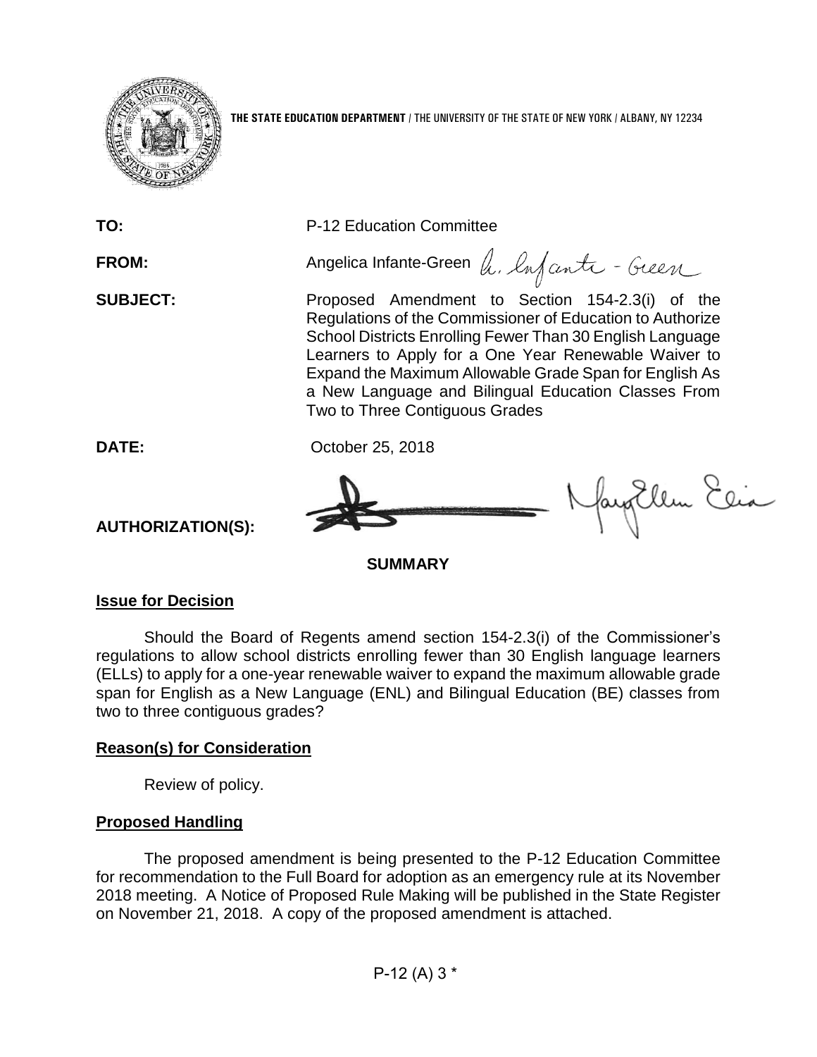**THE STATE EDUCATION DEPARTMENT** / THE UNIVERSITY OF THE STATE OF NEW YORK / ALBANY, NY 12234

**TO:** P-12 Education Committee

**FROM:** Angelica Infante-Green

**SUBJECT:** Proposed Amendment to Section 154-2.3(i) of the Regulations of the Commissioner of Education to Authorize School Districts Enrolling Fewer Than 30 English Language Learners to Apply for a One Year Renewable Waiver to Expand the Maximum Allowable Grade Span for English As a New Language and Bilingual Education Classes From Two to Three Contiguous Grades

**DATE:** October 25, 2018

**AUTHORIZATION(S):**

**SUMMARY**

**Issue for Decision**

Should the Board of Regents amend section 154-2.3(i) of the Commissioner's regulations to allow school districts enrolling fewer than 30 English language learners (ELLs) to apply for a one-year renewable waiver to expand the maximum allowable grade span for English as a New Language (ENL) and Bilingual Education (BE) classes from two to three contiguous grades?

**Reason(s) for Consideration**

Review of policy.

**Proposed Handling**

The proposed amendment is being presented to the P-12 Education Committee for recommendation to the Full Board for adoption as an emergency rule at its November 2018 meeting. A Notice of Proposed Rule Making will be published in the State Register on November 21, 2018. A copy of the proposed amendment is attached.

P-12 (A) 3 *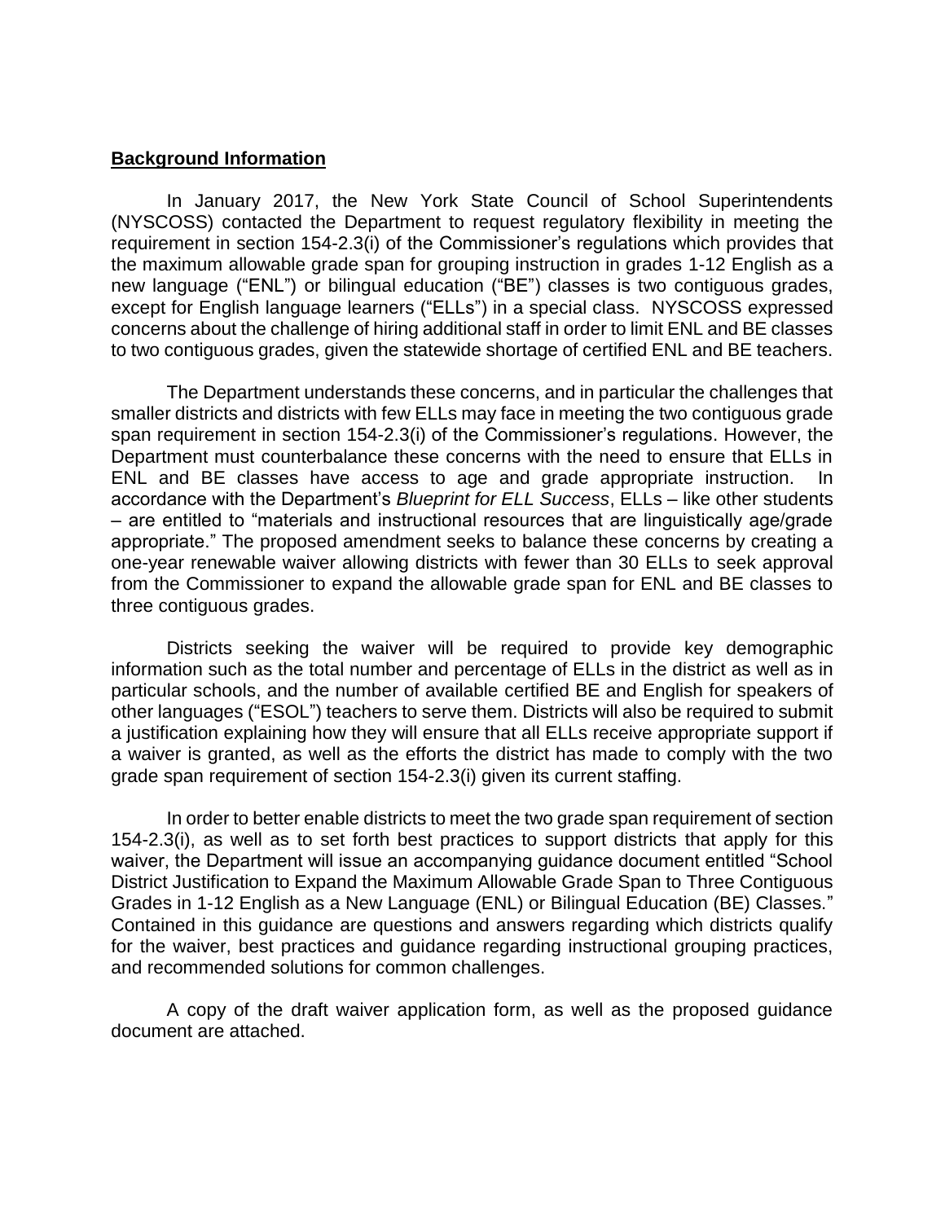## **Background Information**

In January 2017, the New York State Council of School Superintendents (NYSCOSS) contacted the Department to request regulatory flexibility in meeting the requirement in section 154-2.3(i) of the Commissioner's regulations which provides that the maximum allowable grade span for grouping instruction in grades 1-12 English as a new language ("ENL") or bilingual education ("BE") classes is two contiguous grades, except for English language learners ("ELLs") in a special class. NYSCOSS expressed concerns about the challenge of hiring additional staff in order to limit ENL and BE classes to two contiguous grades, given the statewide shortage of certified ENL and BE teachers.

The Department understands these concerns, and in particular the challenges that smaller districts and districts with few ELLs may face in meeting the two contiguous grade span requirement in section 154-2.3(i) of the Commissioner's regulations. However, the Department must counterbalance these concerns with the need to ensure that ELLs in ENL and BE classes have access to age and grade appropriate instruction. In accordance with the Department's *Blueprint for ELL Success*, ELLs – like other students – are entitled to "materials and instructional resources that are linguistically age/grade appropriate." The proposed amendment seeks to balance these concerns by creating a one-year renewable waiver allowing districts with fewer than 30 ELLs to seek approval from the Commissioner to expand the allowable grade span for ENL and BE classes to three contiguous grades.

Districts seeking the waiver will be required to provide key demographic information such as the total number and percentage of ELLs in the district as well as in particular schools, and the number of available certified BE and English for speakers of other languages ("ESOL") teachers to serve them. Districts will also be required to submit a justification explaining how they will ensure that all ELLs receive appropriate support if a waiver is granted, as well as the efforts the district has made to comply with the two grade span requirement of section 154-2.3(i) given its current staffing.

In order to better enable districts to meet the two grade span requirement of section 154-2.3(i), as well as to set forth best practices to support districts that apply for this waiver, the Department will issue an accompanying guidance document entitled "School District Justification to Expand the Maximum Allowable Grade Span to Three Contiguous Grades in 1-12 English as a New Language (ENL) or Bilingual Education (BE) Classes." Contained in this guidance are questions and answers regarding which districts qualify for the waiver, best practices and guidance regarding instructional grouping practices, and recommended solutions for common challenges.

A copy of the draft waiver application form, as well as the proposed guidance document are attached.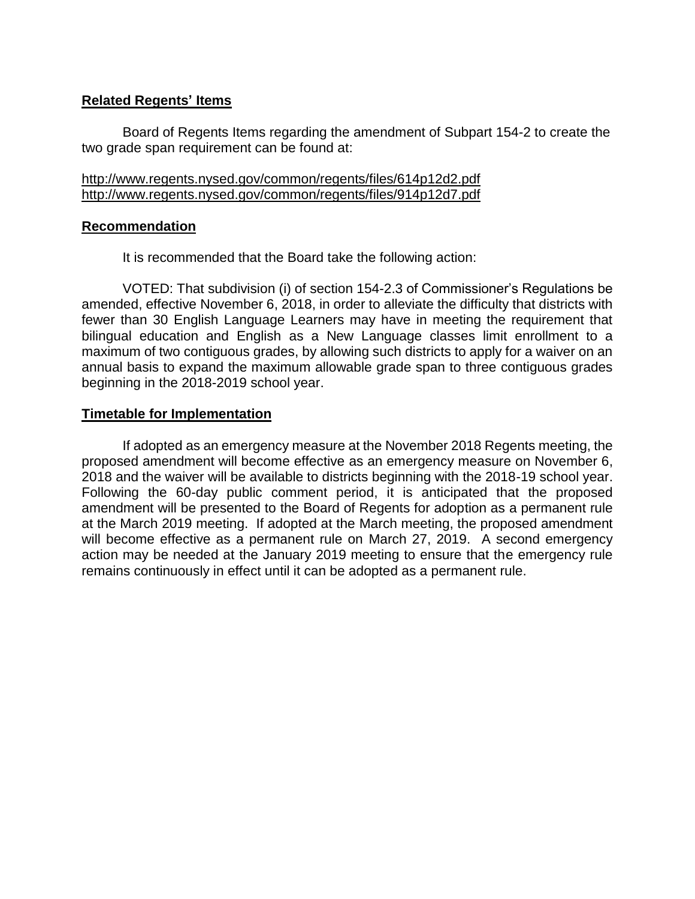**Related Regents' Items**

Board of Regents Items regarding the amendment of Subpart 154-2 to create the two grade span requirement can be found at:

http://www.regents.nysed.gov/common/regents/files/614p12d2.pdf
http://www.regents.nysed.gov/common/regents/files/914p12d7.pdf

**Recommendation**

It is recommended that the Board take the following action:

VOTED: That subdivision (i) of section 154-2.3 of Commissioner's Regulations be amended, effective November 6, 2018, in order to alleviate the difficulty that districts with fewer than 30 English Language Learners may have in meeting the requirement that bilingual education and English as a New Language classes limit enrollment to a maximum of two contiguous grades, by allowing such districts to apply for a waiver on an annual basis to expand the maximum allowable grade span to three contiguous grades beginning in the 2018-2019 school year.

**Timetable for Implementation**

If adopted as an emergency measure at the November 2018 Regents meeting, the proposed amendment will become effective as an emergency measure on November 6, 2018 and the waiver will be available to districts beginning with the 2018-19 school year. Following the 60-day public comment period, it is anticipated that the proposed amendment will be presented to the Board of Regents for adoption as a permanent rule at the March 2019 meeting. If adopted at the March meeting, the proposed amendment will become effective as a permanent rule on March 27, 2019. A second emergency action may be needed at the January 2019 meeting to ensure that the emergency rule remains continuously in effect until it can be adopted as a permanent rule.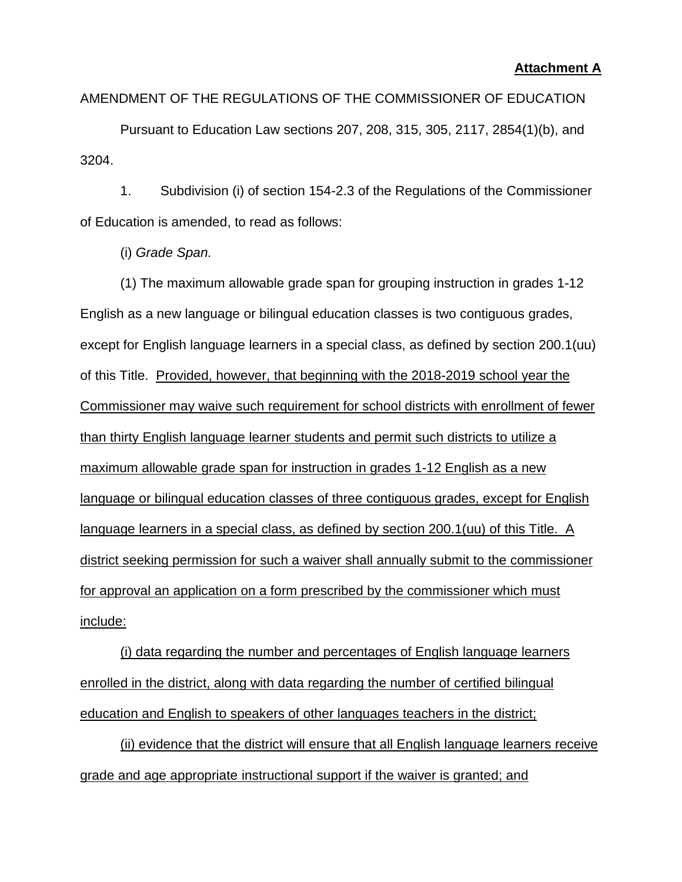**Attachment A**

AMENDMENT OF THE REGULATIONS OF THE COMMISSIONER OF EDUCATION

Pursuant to Education Law sections 207, 208, 315, 305, 2117, 2854(1)(b), and 3204.

1. Subdivision (i) of section 154-2.3 of the Regulations of the Commissioner of Education is amended, to read as follows:

(i) *Grade Span.*

(1) The maximum allowable grade span for grouping instruction in grades 1-12 English as a new language or bilingual education classes is two contiguous grades, except for English language learners in a special class, as defined by section 200.1(uu) of this Title. <u>Provided, however, that beginning with the 2018-2019 school year the Commissioner may waive such requirement for school districts with enrollment of fewer than thirty English language learner students and permit such districts to utilize a maximum allowable grade span for instruction in grades 1-12 English as a new language or bilingual education classes of three contiguous grades, except for English language learners in a special class, as defined by section 200.1(uu) of this Title. A district seeking permission for such a waiver shall annually submit to the commissioner for approval an application on a form prescribed by the commissioner which must include:</u>

<u>(i) data regarding the number and percentages of English language learners enrolled in the district, along with data regarding the number of certified bilingual education and English to speakers of other languages teachers in the district;</u>

<u>(ii) evidence that the district will ensure that all English language learners receive grade and age appropriate instructional support if the waiver is granted; and</u>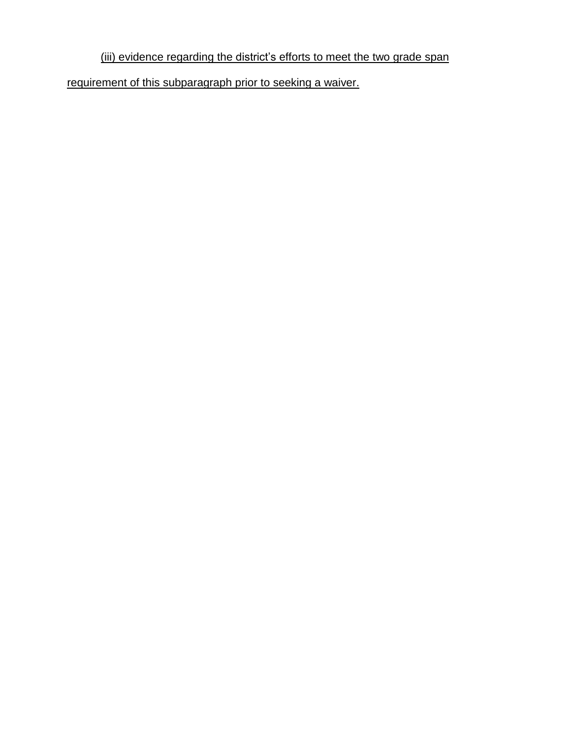<u>(iii) evidence regarding the district's efforts to meet the two grade span requirement of this subparagraph prior to seeking a waiver.</u>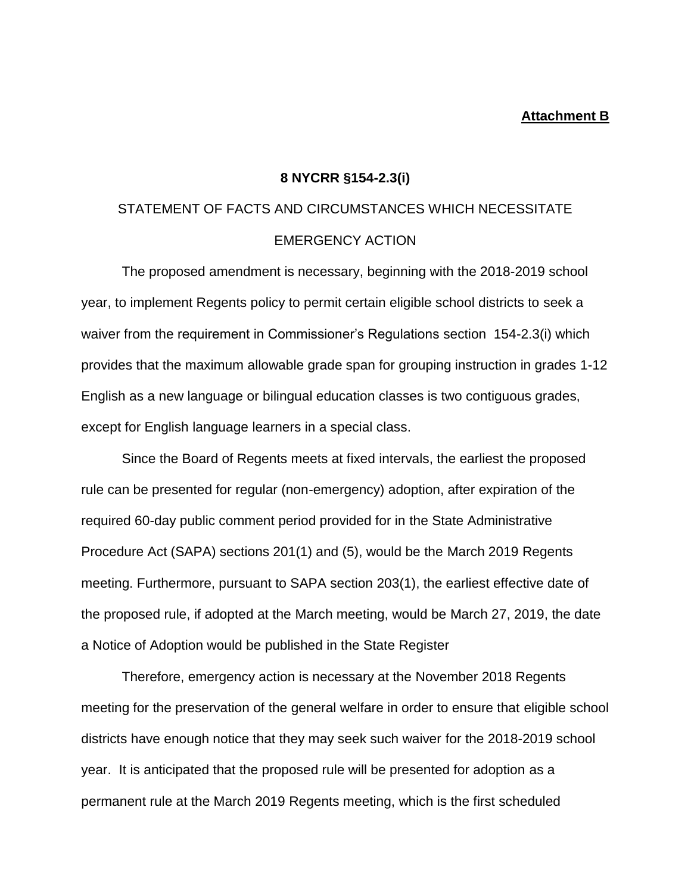**Attachment B**

**8 NYCRR §154-2.3(i)**

STATEMENT OF FACTS AND CIRCUMSTANCES WHICH NECESSITATE EMERGENCY ACTION

The proposed amendment is necessary, beginning with the 2018-2019 school year, to implement Regents policy to permit certain eligible school districts to seek a waiver from the requirement in Commissioner's Regulations section 154-2.3(i) which provides that the maximum allowable grade span for grouping instruction in grades 1-12 English as a new language or bilingual education classes is two contiguous grades, except for English language learners in a special class.

Since the Board of Regents meets at fixed intervals, the earliest the proposed rule can be presented for regular (non-emergency) adoption, after expiration of the required 60-day public comment period provided for in the State Administrative Procedure Act (SAPA) sections 201(1) and (5), would be the March 2019 Regents meeting. Furthermore, pursuant to SAPA section 203(1), the earliest effective date of the proposed rule, if adopted at the March meeting, would be March 27, 2019, the date a Notice of Adoption would be published in the State Register

Therefore, emergency action is necessary at the November 2018 Regents meeting for the preservation of the general welfare in order to ensure that eligible school districts have enough notice that they may seek such waiver for the 2018-2019 school year. It is anticipated that the proposed rule will be presented for adoption as a permanent rule at the March 2019 Regents meeting, which is the first scheduled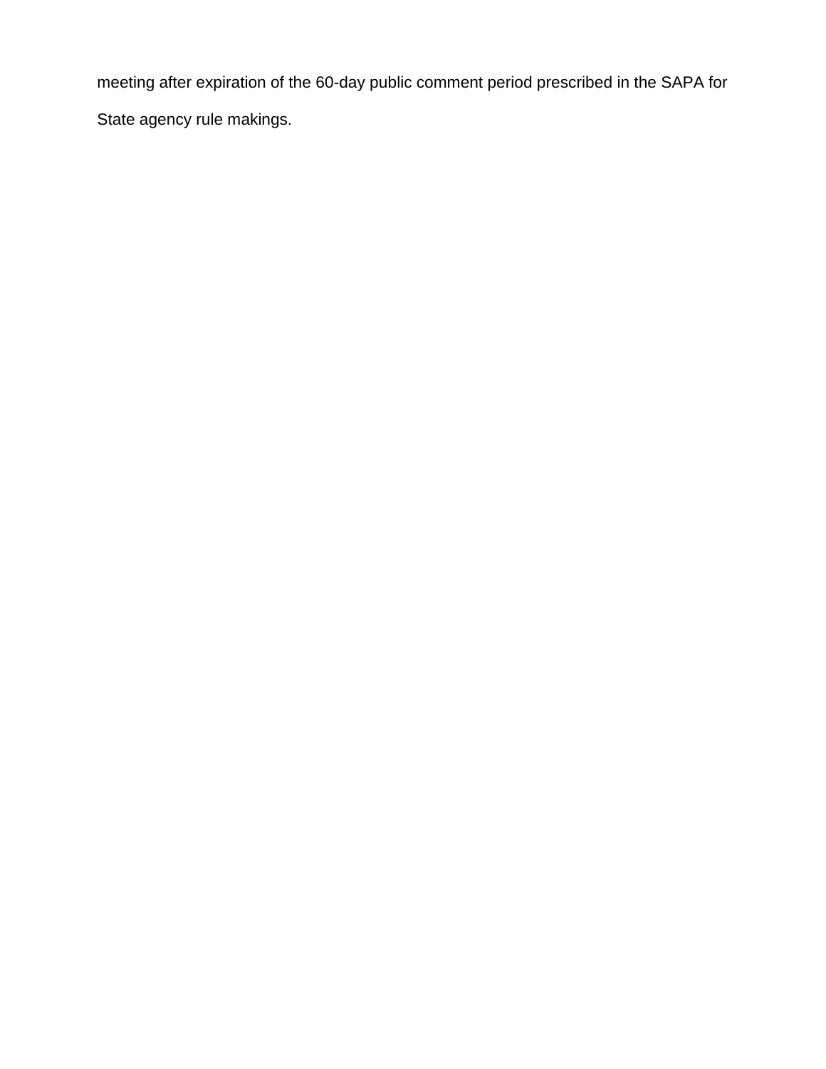meeting after expiration of the 60-day public comment period prescribed in the SAPA for State agency rule makings.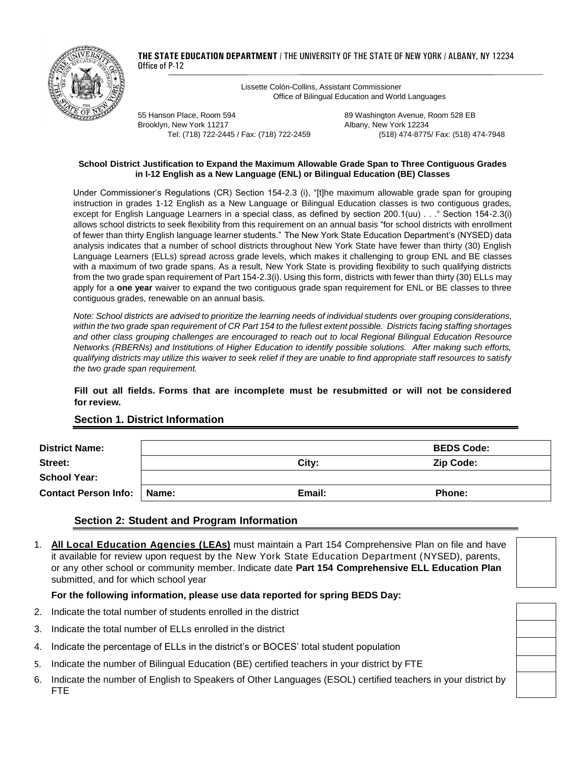**THE STATE EDUCATION DEPARTMENT** / THE UNIVERSITY OF THE STATE OF NEW YORK / ALBANY, NY 12234
Office of P-12

Lissette Colón-Collins, Assistant Commissioner
Office of Bilingual Education and World Languages

55 Hanson Place, Room 594
Brooklyn, New York 11217
Tel: (718) 722-2445 / Fax: (718) 722-2459

89 Washington Avenue, Room 528 EB
Albany, New York 12234
(518) 474-8775/ Fax: (518) 474-7948

**School District Justification to Expand the Maximum Allowable Grade Span to Three Contiguous Grades in I-12 English as a New Language (ENL) or Bilingual Education (BE) Classes**

Under Commissioner's Regulations (CR) Section 154-2.3 (i), "[t]he maximum allowable grade span for grouping instruction in grades 1-12 English as a New Language or Bilingual Education classes is two contiguous grades, except for English Language Learners in a special class, as defined by section 200.1(uu) . . ." Section 154-2.3(i) allows school districts to seek flexibility from this requirement on an annual basis "for school districts with enrollment of fewer than thirty English language learner students." The New York State Education Department's (NYSED) data analysis indicates that a number of school districts throughout New York State have fewer than thirty (30) English Language Learners (ELLs) spread across grade levels, which makes it challenging to group ENL and BE classes with a maximum of two grade spans. As a result, New York State is providing flexibility to such qualifying districts from the two grade span requirement of Part 154-2.3(i). Using this form, districts with fewer than thirty (30) ELLs may apply for a **one year** waiver to expand the two contiguous grade span requirement for ENL or BE classes to three contiguous grades, renewable on an annual basis.

*Note: School districts are advised to prioritize the learning needs of individual students over grouping considerations, within the two grade span requirement of CR Part 154 to the fullest extent possible. Districts facing staffing shortages and other class grouping challenges are encouraged to reach out to local Regional Bilingual Education Resource Networks (RBERNs) and Institutions of Higher Education to identify possible solutions. After making such efforts, qualifying districts may utilize this waiver to seek relief if they are unable to find appropriate staff resources to satisfy the two grade span requirement.*

**Fill out all fields. Forms that are incomplete must be resubmitted or will not be considered for review.**

## Section 1. District Information

| | | | |
|---|---|---|---|
| **District Name:** | | | **BEDS Code:** |
| **Street:** | | **City:** | **Zip Code:** |
| **School Year:** | | | |
| **Contact Person Info:** | **Name:** | **Email:** | **Phone:** |

## Section 2: Student and Program Information

1. **All Local Education Agencies (LEAs)** must maintain a Part 154 Comprehensive Plan on file and have it available for review upon request by the New York State Education Department (NYSED), parents, or any other school or community member. Indicate date **Part 154 Comprehensive ELL Education Plan** submitted, and for which school year

**For the following information, please use data reported for spring BEDS Day:**

2. Indicate the total number of students enrolled in the district
3. Indicate the total number of ELLs enrolled in the district
4. Indicate the percentage of ELLs in the district's or BOCES' total student population
5. Indicate the number of Bilingual Education (BE) certified teachers in your district by FTE
6. Indicate the number of English to Speakers of Other Languages (ESOL) certified teachers in your district by FTE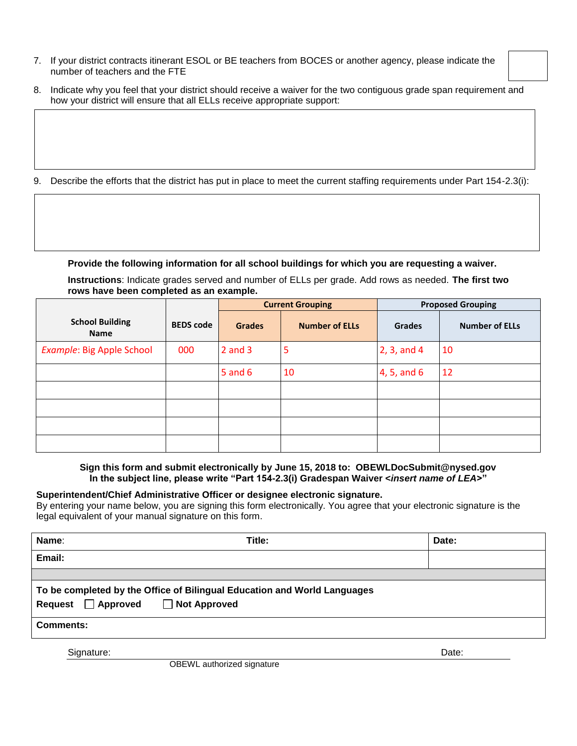7. If your district contracts itinerant ESOL or BE teachers from BOCES or another agency, please indicate the number of teachers and the FTE

8. Indicate why you feel that your district should receive a waiver for the two contiguous grade span requirement and how your district will ensure that all ELLs receive appropriate support:

9. Describe the efforts that the district has put in place to meet the current staffing requirements under Part 154-2.3(i):

**Provide the following information for all school buildings for which you are requesting a waiver.**

**Instructions**: Indicate grades served and number of ELLs per grade. Add rows as needed. **The first two rows have been completed as an example.**

| School Building Name | BEDS code | Current Grouping | | Proposed Grouping | |
|---|---|---|---|---|---|
| | | Grades | Number of ELLs | Grades | Number of ELLs |
| *Example*: Big Apple School | 000 | 2 and 3 | 5 | 2, 3, and 4 | 10 |
| | | 5 and 6 | 10 | 4, 5, and 6 | 12 |
| | | | | | |
| | | | | | |
| | | | | | |
| | | | | | |

**Sign this form and submit electronically by June 15, 2018 to: OBEWLDocSubmit@nysed.gov**
**In the subject line, please write "Part 154-2.3(i) Gradespan Waiver <*insert name of LEA*>"**

**Superintendent/Chief Administrative Officer or designee electronic signature.**
By entering your name below, you are signing this form electronically. You agree that your electronic signature is the legal equivalent of your manual signature on this form.

| **Name**: | **Title:** | **Date:** |
|---|---|---|
| **Email:** | | |

**To be completed by the Office of Bilingual Education and World Languages**

**Request** ☐ **Approved** ☐ **Not Approved**

**Comments:**

Signature: Date:

OBEWL authorized signature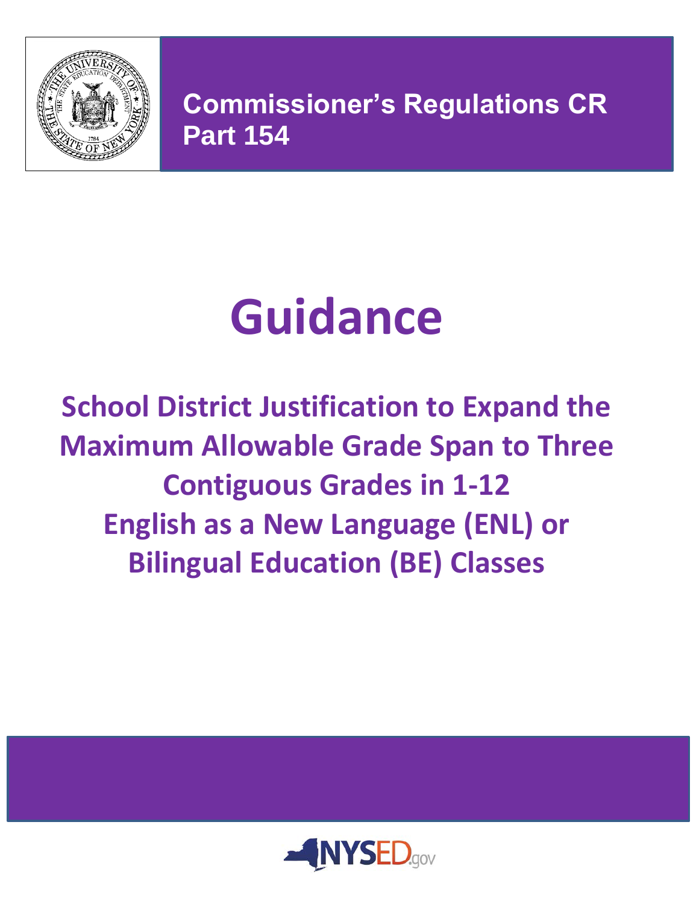# Commissioner's Regulations CR Part 154

# Guidance

## School District Justification to Expand the Maximum Allowable Grade Span to Three Contiguous Grades in 1-12 English as a New Language (ENL) or Bilingual Education (BE) Classes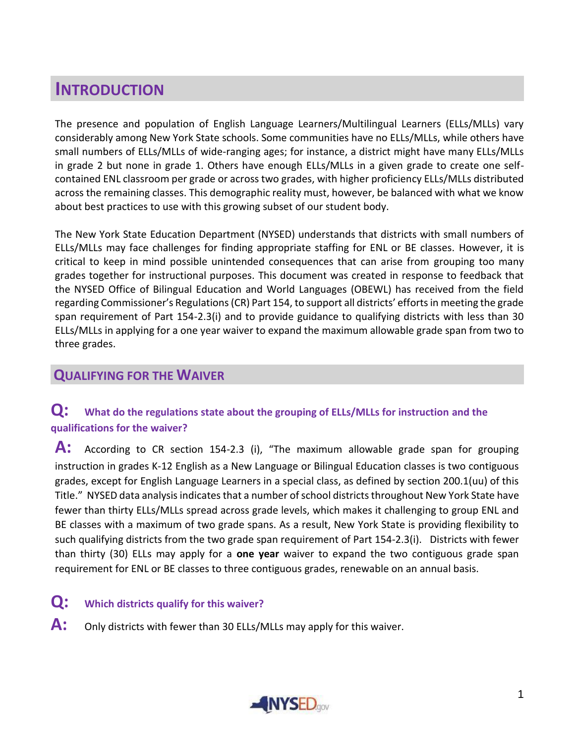## INTRODUCTION

The presence and population of English Language Learners/Multilingual Learners (ELLs/MLLs) vary considerably among New York State schools. Some communities have no ELLs/MLLs, while others have small numbers of ELLs/MLLs of wide-ranging ages; for instance, a district might have many ELLs/MLLs in grade 2 but none in grade 1. Others have enough ELLs/MLLs in a given grade to create one self-contained ENL classroom per grade or across two grades, with higher proficiency ELLs/MLLs distributed across the remaining classes. This demographic reality must, however, be balanced with what we know about best practices to use with this growing subset of our student body.

The New York State Education Department (NYSED) understands that districts with small numbers of ELLs/MLLs may face challenges for finding appropriate staffing for ENL or BE classes. However, it is critical to keep in mind possible unintended consequences that can arise from grouping too many grades together for instructional purposes. This document was created in response to feedback that the NYSED Office of Bilingual Education and World Languages (OBEWL) has received from the field regarding Commissioner's Regulations (CR) Part 154, to support all districts' efforts in meeting the grade span requirement of Part 154-2.3(i) and to provide guidance to qualifying districts with less than 30 ELLs/MLLs in applying for a one year waiver to expand the maximum allowable grade span from two to three grades.

## QUALIFYING FOR THE WAIVER

### Q: What do the regulations state about the grouping of ELLs/MLLs for instruction and the qualifications for the waiver?

**A:** According to CR section 154-2.3 (i), "The maximum allowable grade span for grouping instruction in grades K-12 English as a New Language or Bilingual Education classes is two contiguous grades, except for English Language Learners in a special class, as defined by section 200.1(uu) of this Title." NYSED data analysis indicates that a number of school districts throughout New York State have fewer than thirty ELLs/MLLs spread across grade levels, which makes it challenging to group ENL and BE classes with a maximum of two grade spans. As a result, New York State is providing flexibility to such qualifying districts from the two grade span requirement of Part 154-2.3(i). Districts with fewer than thirty (30) ELLs may apply for a **one year** waiver to expand the two contiguous grade span requirement for ENL or BE classes to three contiguous grades, renewable on an annual basis.

### Q: Which districts qualify for this waiver?

**A:** Only districts with fewer than 30 ELLs/MLLs may apply for this waiver.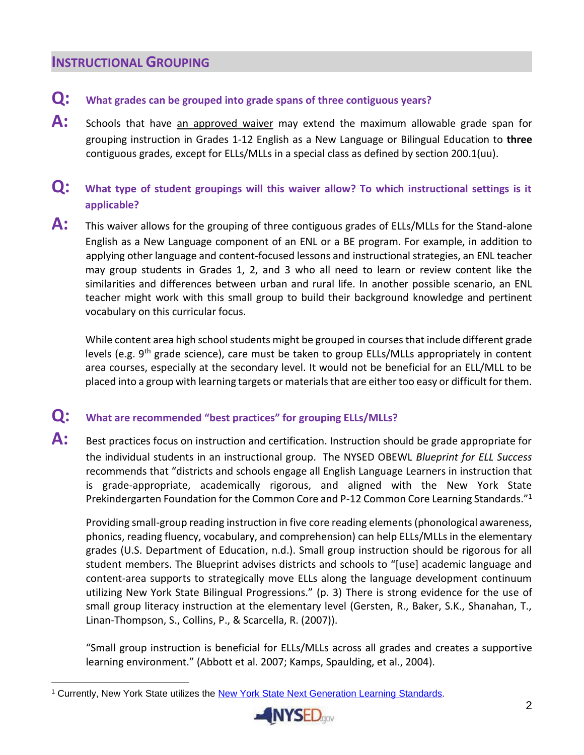## Instructional Grouping

**Q: What grades can be grouped into grade spans of three contiguous years?**

**A:** Schools that have an approved waiver may extend the maximum allowable grade span for grouping instruction in Grades 1-12 English as a New Language or Bilingual Education to **three** contiguous grades, except for ELLs/MLLs in a special class as defined by section 200.1(uu).

**Q: What type of student groupings will this waiver allow? To which instructional settings is it applicable?**

**A:** This waiver allows for the grouping of three contiguous grades of ELLs/MLLs for the Stand-alone English as a New Language component of an ENL or a BE program. For example, in addition to applying other language and content-focused lessons and instructional strategies, an ENL teacher may group students in Grades 1, 2, and 3 who all need to learn or review content like the similarities and differences between urban and rural life. In another possible scenario, an ENL teacher might work with this small group to build their background knowledge and pertinent vocabulary on this curricular focus.

While content area high school students might be grouped in courses that include different grade levels (e.g. 9th grade science), care must be taken to group ELLs/MLLs appropriately in content area courses, especially at the secondary level. It would not be beneficial for an ELL/MLL to be placed into a group with learning targets or materials that are either too easy or difficult for them.

**Q: What are recommended "best practices" for grouping ELLs/MLLs?**

**A:** Best practices focus on instruction and certification. Instruction should be grade appropriate for the individual students in an instructional group. The NYSED OBEWL *Blueprint for ELL Success* recommends that "districts and schools engage all English Language Learners in instruction that is grade-appropriate, academically rigorous, and aligned with the New York State Prekindergarten Foundation for the Common Core and P-12 Common Core Learning Standards."[1]

Providing small-group reading instruction in five core reading elements (phonological awareness, phonics, reading fluency, vocabulary, and comprehension) can help ELLs/MLLs in the elementary grades (U.S. Department of Education, n.d.). Small group instruction should be rigorous for all student members. The Blueprint advises districts and schools to "[use] academic language and content-area supports to strategically move ELLs along the language development continuum utilizing New York State Bilingual Progressions." (p. 3) There is strong evidence for the use of small group literacy instruction at the elementary level (Gersten, R., Baker, S.K., Shanahan, T., Linan-Thompson, S., Collins, P., & Scarcella, R. (2007)).

"Small group instruction is beneficial for ELLs/MLLs across all grades and creates a supportive learning environment." (Abbott et al. 2007; Kamps, Spaulding, et al., 2004).

[1] Currently, New York State utilizes the New York State Next Generation Learning Standards.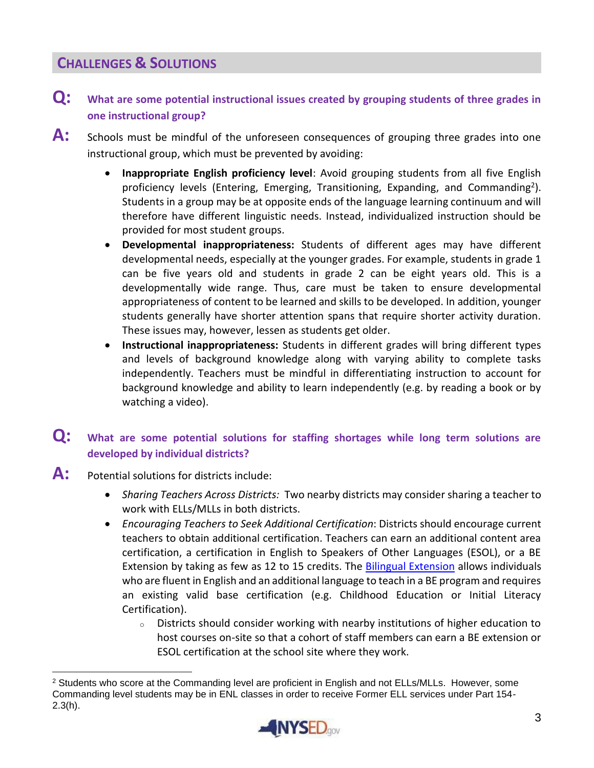## CHALLENGES & SOLUTIONS

**Q: What are some potential instructional issues created by grouping students of three grades in one instructional group?**

**A:** Schools must be mindful of the unforeseen consequences of grouping three grades into one instructional group, which must be prevented by avoiding:

- **Inappropriate English proficiency level**: Avoid grouping students from all five English proficiency levels (Entering, Emerging, Transitioning, Expanding, and Commanding[2]). Students in a group may be at opposite ends of the language learning continuum and will therefore have different linguistic needs. Instead, individualized instruction should be provided for most student groups.
- **Developmental inappropriateness:** Students of different ages may have different developmental needs, especially at the younger grades. For example, students in grade 1 can be five years old and students in grade 2 can be eight years old. This is a developmentally wide range. Thus, care must be taken to ensure developmental appropriateness of content to be learned and skills to be developed. In addition, younger students generally have shorter attention spans that require shorter activity duration. These issues may, however, lessen as students get older.
- **Instructional inappropriateness:** Students in different grades will bring different types and levels of background knowledge along with varying ability to complete tasks independently. Teachers must be mindful in differentiating instruction to account for background knowledge and ability to learn independently (e.g. by reading a book or by watching a video).

**Q: What are some potential solutions for staffing shortages while long term solutions are developed by individual districts?**

**A:** Potential solutions for districts include:

- *Sharing Teachers Across Districts:* Two nearby districts may consider sharing a teacher to work with ELLs/MLLs in both districts.
- *Encouraging Teachers to Seek Additional Certification*: Districts should encourage current teachers to obtain additional certification. Teachers can earn an additional content area certification, a certification in English to Speakers of Other Languages (ESOL), or a BE Extension by taking as few as 12 to 15 credits. The Bilingual Extension allows individuals who are fluent in English and an additional language to teach in a BE program and requires an existing valid base certification (e.g. Childhood Education or Initial Literacy Certification).
  - Districts should consider working with nearby institutions of higher education to host courses on-site so that a cohort of staff members can earn a BE extension or ESOL certification at the school site where they work.

---

[2] Students who score at the Commanding level are proficient in English and not ELLs/MLLs. However, some Commanding level students may be in ENL classes in order to receive Former ELL services under Part 154-2.3(h).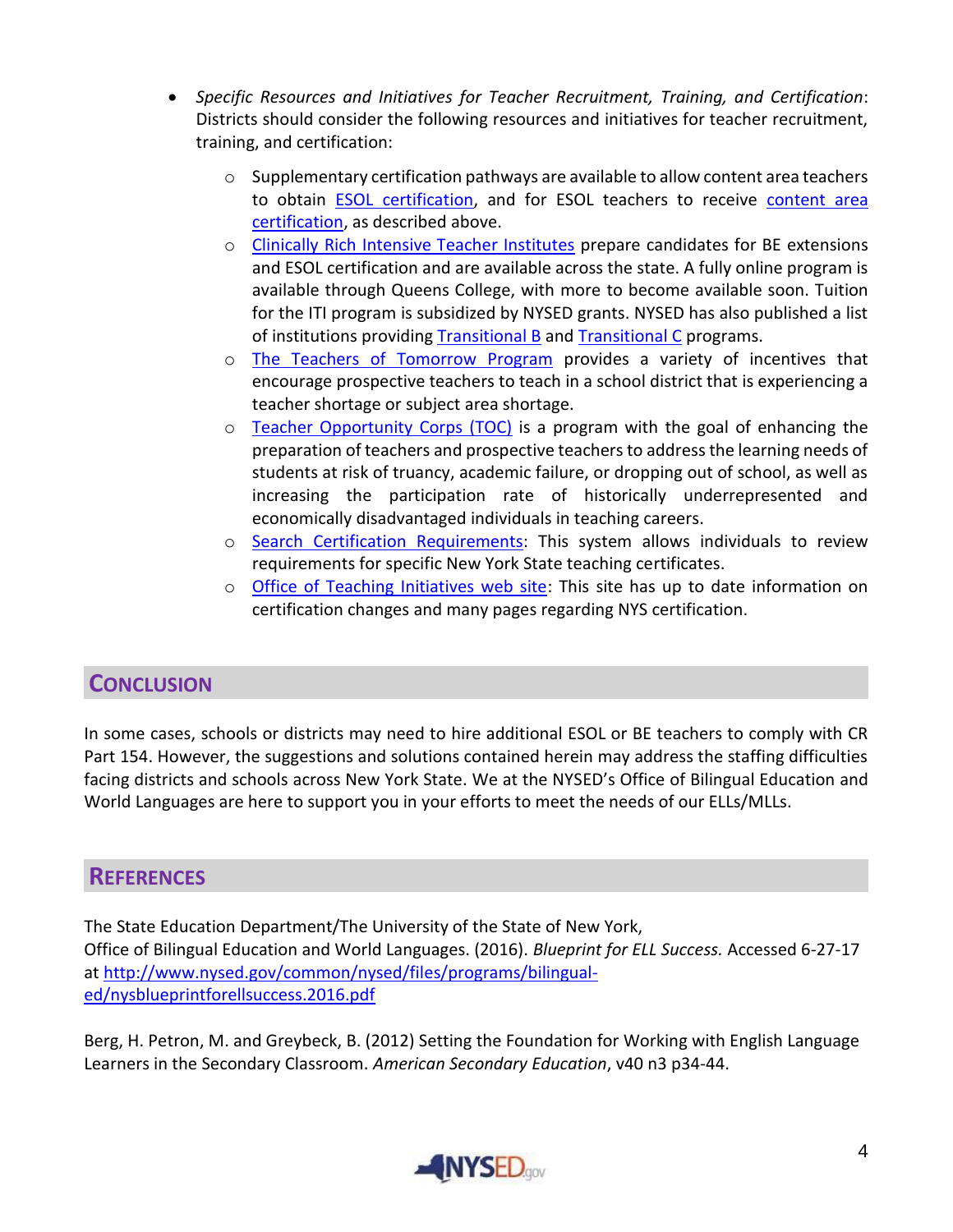- *Specific Resources and Initiatives for Teacher Recruitment, Training, and Certification*: Districts should consider the following resources and initiatives for teacher recruitment, training, and certification:
  - Supplementary certification pathways are available to allow content area teachers to obtain ESOL certification, and for ESOL teachers to receive content area certification, as described above.
  - Clinically Rich Intensive Teacher Institutes prepare candidates for BE extensions and ESOL certification and are available across the state. A fully online program is available through Queens College, with more to become available soon. Tuition for the ITI program is subsidized by NYSED grants. NYSED has also published a list of institutions providing Transitional B and Transitional C programs.
  - The Teachers of Tomorrow Program provides a variety of incentives that encourage prospective teachers to teach in a school district that is experiencing a teacher shortage or subject area shortage.
  - Teacher Opportunity Corps (TOC) is a program with the goal of enhancing the preparation of teachers and prospective teachers to address the learning needs of students at risk of truancy, academic failure, or dropping out of school, as well as increasing the participation rate of historically underrepresented and economically disadvantaged individuals in teaching careers.
  - Search Certification Requirements: This system allows individuals to review requirements for specific New York State teaching certificates.
  - Office of Teaching Initiatives web site: This site has up to date information on certification changes and many pages regarding NYS certification.

## Conclusion

In some cases, schools or districts may need to hire additional ESOL or BE teachers to comply with CR Part 154. However, the suggestions and solutions contained herein may address the staffing difficulties facing districts and schools across New York State. We at the NYSED's Office of Bilingual Education and World Languages are here to support you in your efforts to meet the needs of our ELLs/MLLs.

## References

The State Education Department/The University of the State of New York, Office of Bilingual Education and World Languages. (2016). *Blueprint for ELL Success.* Accessed 6-27-17 at http://www.nysed.gov/common/nysed/files/programs/bilingual-ed/nysblueprintforellsuccess.2016.pdf

Berg, H. Petron, M. and Greybeck, B. (2012) Setting the Foundation for Working with English Language Learners in the Secondary Classroom. *American Secondary Education*, v40 n3 p34-44.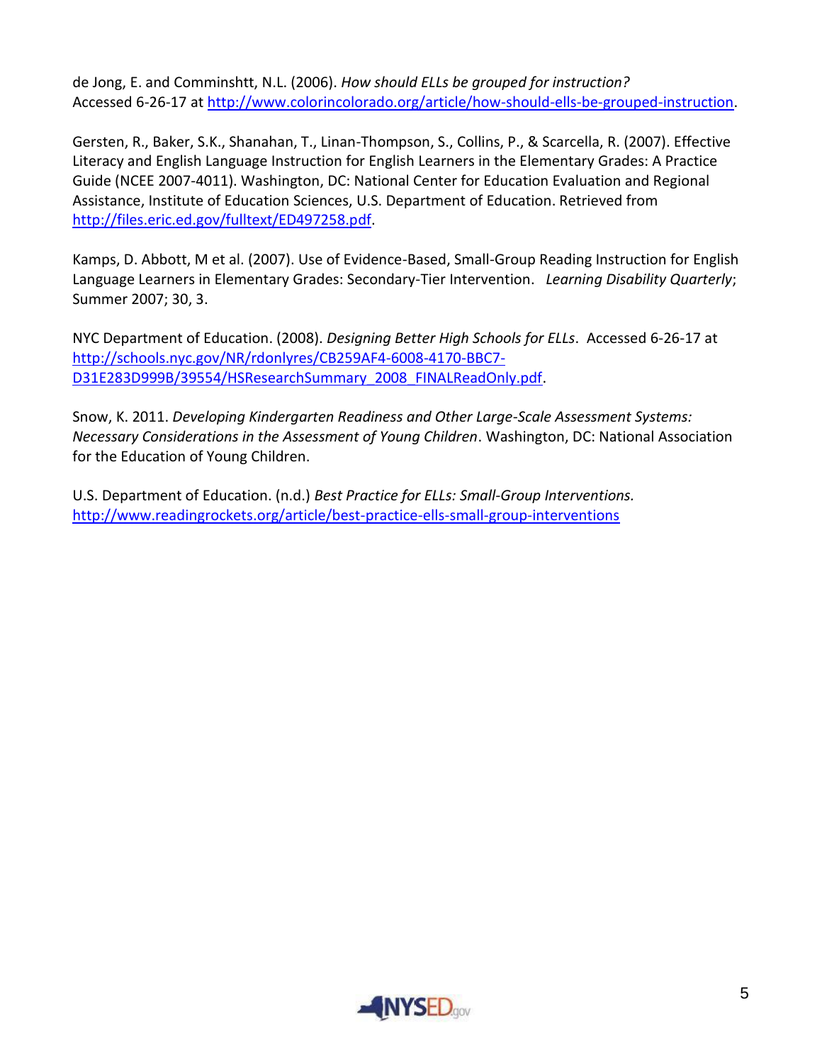de Jong, E. and Comminshtt, N.L. (2006). *How should ELLs be grouped for instruction?* Accessed 6-26-17 at [http://www.colorincolorado.org/article/how-should-ells-be-grouped-instruction](http://www.colorincolorado.org/article/how-should-ells-be-grouped-instruction).

Gersten, R., Baker, S.K., Shanahan, T., Linan-Thompson, S., Collins, P., & Scarcella, R. (2007). Effective Literacy and English Language Instruction for English Learners in the Elementary Grades: A Practice Guide (NCEE 2007-4011). Washington, DC: National Center for Education Evaluation and Regional Assistance, Institute of Education Sciences, U.S. Department of Education. Retrieved from [http://files.eric.ed.gov/fulltext/ED497258.pdf](http://files.eric.ed.gov/fulltext/ED497258.pdf).

Kamps, D. Abbott, M et al. (2007). Use of Evidence-Based, Small-Group Reading Instruction for English Language Learners in Elementary Grades: Secondary-Tier Intervention. *Learning Disability Quarterly*; Summer 2007; 30, 3.

NYC Department of Education. (2008). *Designing Better High Schools for ELLs*. Accessed 6-26-17 at [http://schools.nyc.gov/NR/rdonlyres/CB259AF4-6008-4170-BBC7-D31E283D999B/39554/HSResearchSummary_2008_FINALReadOnly.pdf](http://schools.nyc.gov/NR/rdonlyres/CB259AF4-6008-4170-BBC7-D31E283D999B/39554/HSResearchSummary_2008_FINALReadOnly.pdf).

Snow, K. 2011. *Developing Kindergarten Readiness and Other Large-Scale Assessment Systems: Necessary Considerations in the Assessment of Young Children*. Washington, DC: National Association for the Education of Young Children.

U.S. Department of Education. (n.d.) *Best Practice for ELLs: Small-Group Interventions.* [http://www.readingrockets.org/article/best-practice-ells-small-group-interventions](http://www.readingrockets.org/article/best-practice-ells-small-group-interventions)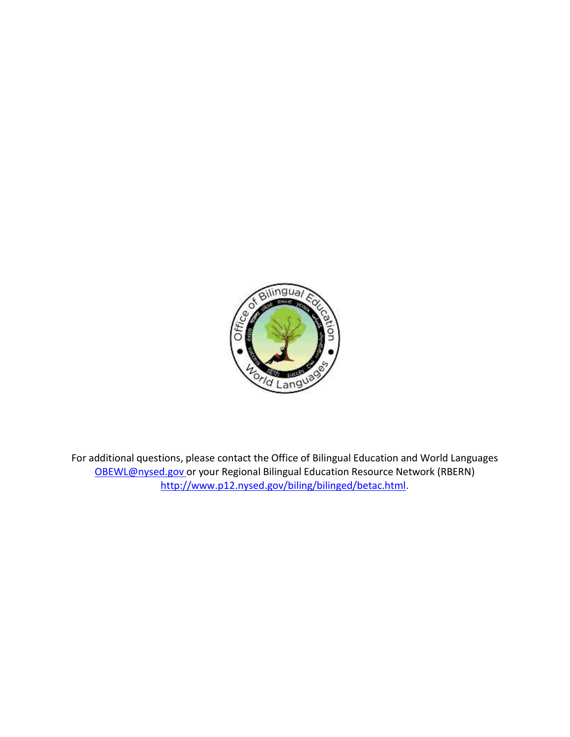For additional questions, please contact the Office of Bilingual Education and World Languages [OBEWL@nysed.gov](mailto:OBEWL@nysed.gov) or your Regional Bilingual Education Resource Network (RBERN) [http://www.p12.nysed.gov/biling/bilinged/betac.html](http://www.p12.nysed.gov/biling/bilinged/betac.html).